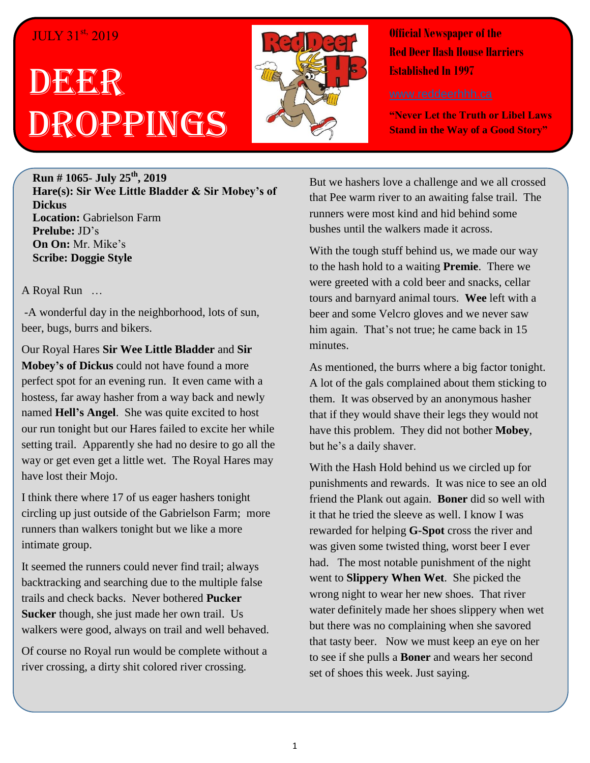JULY 31st, 2019

# DEER DROPPINGS

**Official Newspaper of the Red Deer Hash House Harriers Established In 1997**

www.reddeerhhh.ca

**"Never Let the Truth or Libel Laws Stand in the Way of a Good Story"**

**Run # 1065- July 25th, 2019**
**Hare(s): Sir Wee Little Bladder & Sir Mobey's of Dickus**
**Location:** Gabrielson Farm
**Prelube:** JD's
**On On:** Mr. Mike's
**Scribe: Doggie Style**

A Royal Run …

-A wonderful day in the neighborhood, lots of sun, beer, bugs, burrs and bikers.

Our Royal Hares **Sir Wee Little Bladder** and **Sir Mobey's of Dickus** could not have found a more perfect spot for an evening run. It even came with a hostess, far away hasher from a way back and newly named **Hell's Angel**. She was quite excited to host our run tonight but our Hares failed to excite her while setting trail. Apparently she had no desire to go all the way or get even get a little wet. The Royal Hares may have lost their Mojo.

I think there where 17 of us eager hashers tonight circling up just outside of the Gabrielson Farm; more runners than walkers tonight but we like a more intimate group.

It seemed the runners could never find trail; always backtracking and searching due to the multiple false trails and check backs. Never bothered **Pucker Sucker** though, she just made her own trail. Us walkers were good, always on trail and well behaved.

Of course no Royal run would be complete without a river crossing, a dirty shit colored river crossing.

But we hashers love a challenge and we all crossed that Pee warm river to an awaiting false trail. The runners were most kind and hid behind some bushes until the walkers made it across.

With the tough stuff behind us, we made our way to the hash hold to a waiting **Premie**. There we were greeted with a cold beer and snacks, cellar tours and barnyard animal tours. **Wee** left with a beer and some Velcro gloves and we never saw him again. That's not true; he came back in 15 minutes.

As mentioned, the burrs where a big factor tonight. A lot of the gals complained about them sticking to them. It was observed by an anonymous hasher that if they would shave their legs they would not have this problem. They did not bother **Mobey**, but he's a daily shaver.

With the Hash Hold behind us we circled up for punishments and rewards. It was nice to see an old friend the Plank out again. **Boner** did so well with it that he tried the sleeve as well. I know I was rewarded for helping **G-Spot** cross the river and was given some twisted thing, worst beer I ever had. The most notable punishment of the night went to **Slippery When Wet**. She picked the wrong night to wear her new shoes. That river water definitely made her shoes slippery when wet but there was no complaining when she savored that tasty beer. Now we must keep an eye on her to see if she pulls a **Boner** and wears her second set of shoes this week. Just saying.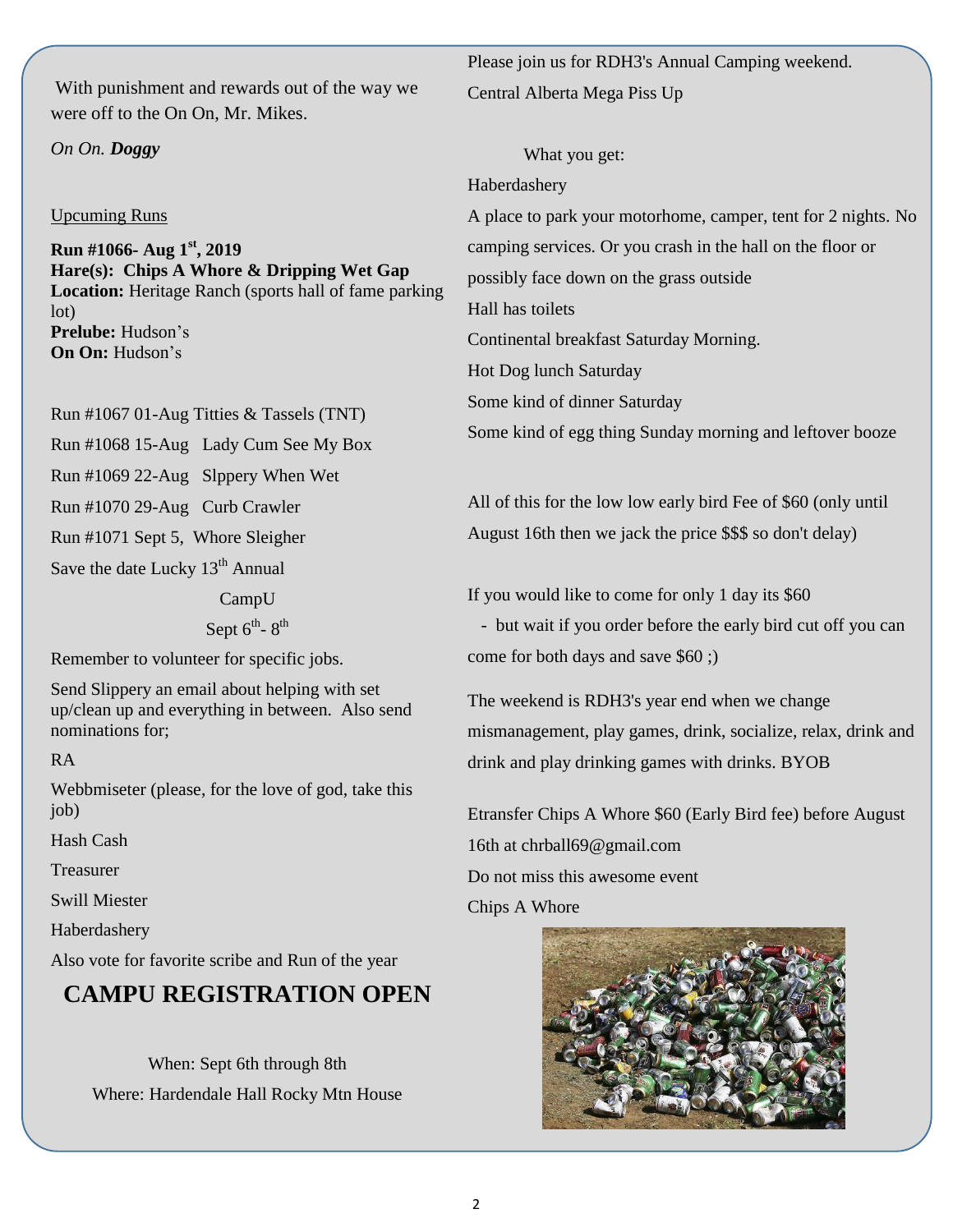With punishment and rewards out of the way we were off to the On On, Mr. Mikes.

*On On. **Doggy***

Upcuming Runs

**Run #1066- Aug 1st, 2019**
**Hare(s): Chips A Whore & Dripping Wet Gap**
**Location:** Heritage Ranch (sports hall of fame parking lot)
**Prelube:** Hudson's
**On On:** Hudson's

Run #1067 01-Aug Titties & Tassels (TNT)

Run #1068 15-Aug Lady Cum See My Box

Run #1069 22-Aug Slppery When Wet

Run #1070 29-Aug Curb Crawler

Run #1071 Sept 5, Whore Sleigher

Save the date Lucky 13th Annual

CampU

Sept 6th- 8th

Remember to volunteer for specific jobs.

Send Slippery an email about helping with set up/clean up and everything in between. Also send nominations for;

RA

Webbmiseter (please, for the love of god, take this job)

Hash Cash

Treasurer

Swill Miester

Haberdashery

Also vote for favorite scribe and Run of the year

## CAMPU REGISTRATION OPEN

When: Sept 6th through 8th

Where: Hardendale Hall Rocky Mtn House

Please join us for RDH3's Annual Camping weekend.

Central Alberta Mega Piss Up

What you get:

Haberdashery

A place to park your motorhome, camper, tent for 2 nights. No camping services. Or you crash in the hall on the floor or possibly face down on the grass outside

Hall has toilets

Continental breakfast Saturday Morning.

Hot Dog lunch Saturday

Some kind of dinner Saturday

Some kind of egg thing Sunday morning and leftover booze

All of this for the low low early bird Fee of $60 (only until August 16th then we jack the price $$$ so don't delay)

If you would like to come for only 1 day its $60

- but wait if you order before the early bird cut off you can come for both days and save $60 ;)

The weekend is RDH3's year end when we change mismanagement, play games, drink, socialize, relax, drink and drink and play drinking games with drinks. BYOB

Etransfer Chips A Whore $60 (Early Bird fee) before August 16th at chrball69@gmail.com

Do not miss this awesome event

Chips A Whore